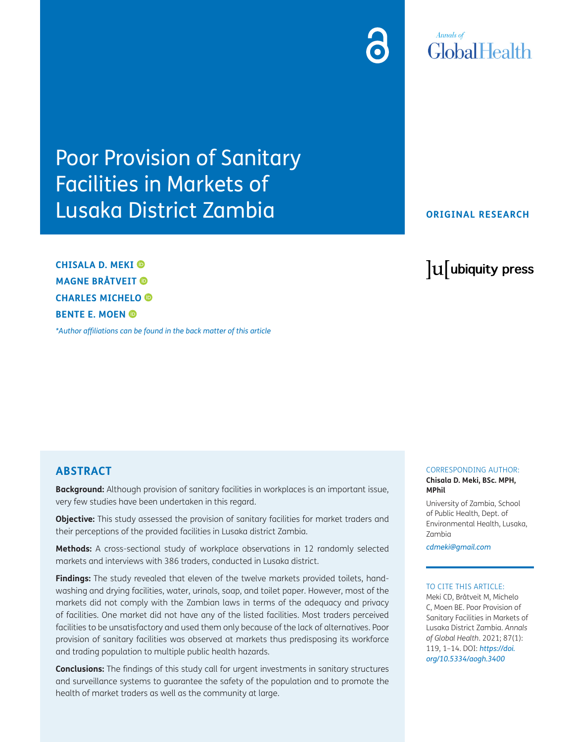# Poor Provision of Sanitary Facilities in Markets of Lusaka District Zambia

ORIGINAL RESEARCH

**CHISALA D. MEKI**
**MAGNE BRÅTVEIT**
**CHARLES MICHELO**
**BENTE E. MOEN**

*\*Author affiliations can be found in the back matter of this article*

## ABSTRACT

**Background:** Although provision of sanitary facilities in workplaces is an important issue, very few studies have been undertaken in this regard.

**Objective:** This study assessed the provision of sanitary facilities for market traders and their perceptions of the provided facilities in Lusaka district Zambia.

**Methods:** A cross-sectional study of workplace observations in 12 randomly selected markets and interviews with 386 traders, conducted in Lusaka district.

**Findings:** The study revealed that eleven of the twelve markets provided toilets, hand-washing and drying facilities, water, urinals, soap, and toilet paper. However, most of the markets did not comply with the Zambian laws in terms of the adequacy and privacy of facilities. One market did not have any of the listed facilities. Most traders perceived facilities to be unsatisfactory and used them only because of the lack of alternatives. Poor provision of sanitary facilities was observed at markets thus predisposing its workforce and trading population to multiple public health hazards.

**Conclusions:** The findings of this study call for urgent investments in sanitary structures and surveillance systems to guarantee the safety of the population and to promote the health of market traders as well as the community at large.

CORRESPONDING AUTHOR:

**Chisala D. Meki, BSc. MPH, MPhil**

University of Zambia, School of Public Health, Dept. of Environmental Health, Lusaka, Zambia

*cdmeki@gmail.com*

TO CITE THIS ARTICLE:

Meki CD, Bråtveit M, Michelo C, Moen BE. Poor Provision of Sanitary Facilities in Markets of Lusaka District Zambia. *Annals of Global Health*. 2021; 87(1): 119, 1–14. DOI: *https://doi.org/10.5334/aogh.3400*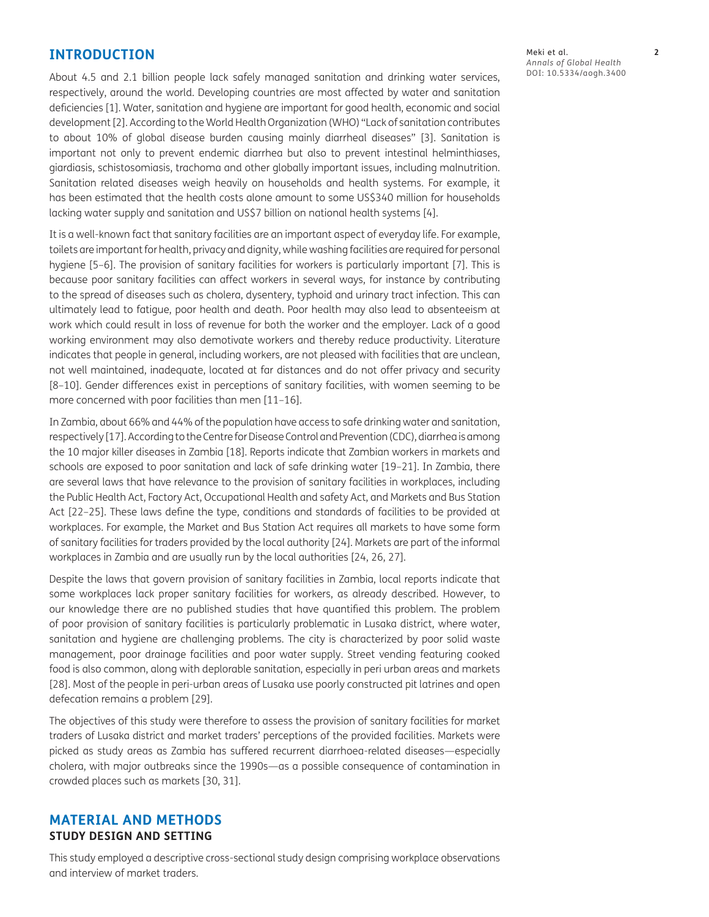## INTRODUCTION

About 4.5 and 2.1 billion people lack safely managed sanitation and drinking water services, respectively, around the world. Developing countries are most affected by water and sanitation deficiencies [1]. Water, sanitation and hygiene are important for good health, economic and social development [2]. According to the World Health Organization (WHO) "Lack of sanitation contributes to about 10% of global disease burden causing mainly diarrheal diseases" [3]. Sanitation is important not only to prevent endemic diarrhea but also to prevent intestinal helminthiases, giardiasis, schistosomiasis, trachoma and other globally important issues, including malnutrition. Sanitation related diseases weigh heavily on households and health systems. For example, it has been estimated that the health costs alone amount to some US$340 million for households lacking water supply and sanitation and US$7 billion on national health systems [4].

It is a well-known fact that sanitary facilities are an important aspect of everyday life. For example, toilets are important for health, privacy and dignity, while washing facilities are required for personal hygiene [5–6]. The provision of sanitary facilities for workers is particularly important [7]. This is because poor sanitary facilities can affect workers in several ways, for instance by contributing to the spread of diseases such as cholera, dysentery, typhoid and urinary tract infection. This can ultimately lead to fatigue, poor health and death. Poor health may also lead to absenteeism at work which could result in loss of revenue for both the worker and the employer. Lack of a good working environment may also demotivate workers and thereby reduce productivity. Literature indicates that people in general, including workers, are not pleased with facilities that are unclean, not well maintained, inadequate, located at far distances and do not offer privacy and security [8–10]. Gender differences exist in perceptions of sanitary facilities, with women seeming to be more concerned with poor facilities than men [11–16].

In Zambia, about 66% and 44% of the population have access to safe drinking water and sanitation, respectively [17]. According to the Centre for Disease Control and Prevention (CDC), diarrhea is among the 10 major killer diseases in Zambia [18]. Reports indicate that Zambian workers in markets and schools are exposed to poor sanitation and lack of safe drinking water [19–21]. In Zambia, there are several laws that have relevance to the provision of sanitary facilities in workplaces, including the Public Health Act, Factory Act, Occupational Health and safety Act, and Markets and Bus Station Act [22–25]. These laws define the type, conditions and standards of facilities to be provided at workplaces. For example, the Market and Bus Station Act requires all markets to have some form of sanitary facilities for traders provided by the local authority [24]. Markets are part of the informal workplaces in Zambia and are usually run by the local authorities [24, 26, 27].

Despite the laws that govern provision of sanitary facilities in Zambia, local reports indicate that some workplaces lack proper sanitary facilities for workers, as already described. However, to our knowledge there are no published studies that have quantified this problem. The problem of poor provision of sanitary facilities is particularly problematic in Lusaka district, where water, sanitation and hygiene are challenging problems. The city is characterized by poor solid waste management, poor drainage facilities and poor water supply. Street vending featuring cooked food is also common, along with deplorable sanitation, especially in peri urban areas and markets [28]. Most of the people in peri-urban areas of Lusaka use poorly constructed pit latrines and open defecation remains a problem [29].

The objectives of this study were therefore to assess the provision of sanitary facilities for market traders of Lusaka district and market traders' perceptions of the provided facilities. Markets were picked as study areas as Zambia has suffered recurrent diarrhoea-related diseases—especially cholera, with major outbreaks since the 1990s—as a possible consequence of contamination in crowded places such as markets [30, 31].

## MATERIAL AND METHODS

### STUDY DESIGN AND SETTING

This study employed a descriptive cross-sectional study design comprising workplace observations and interview of market traders.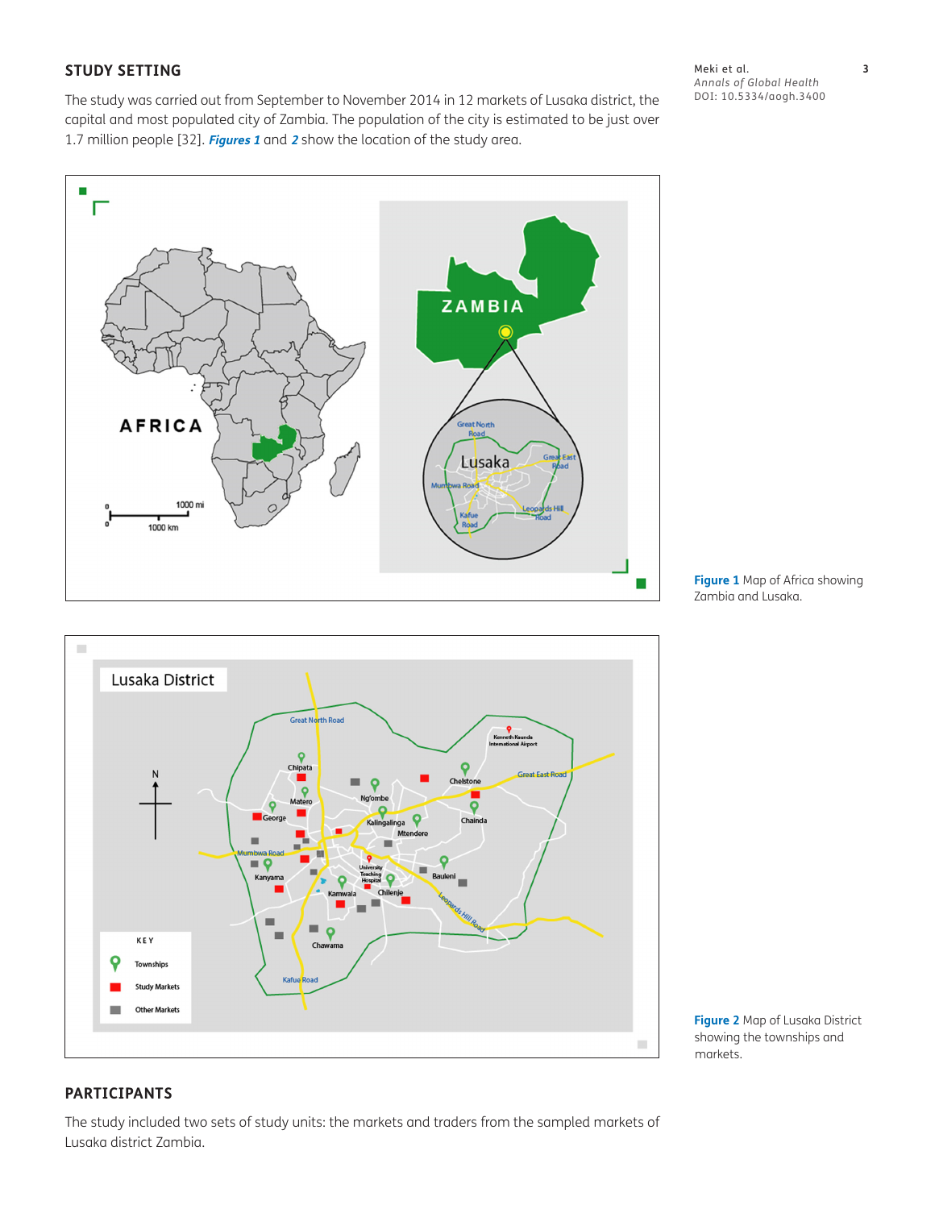## STUDY SETTING

The study was carried out from September to November 2014 in 12 markets of Lusaka district, the capital and most populated city of Zambia. The population of the city is estimated to be just over 1.7 million people [32]. ***Figures 1*** and ***2*** show the location of the study area.

**Figure 1** Map of Africa showing Zambia and Lusaka.

**Figure 2** Map of Lusaka District showing the townships and markets.

## PARTICIPANTS

The study included two sets of study units: the markets and traders from the sampled markets of Lusaka district Zambia.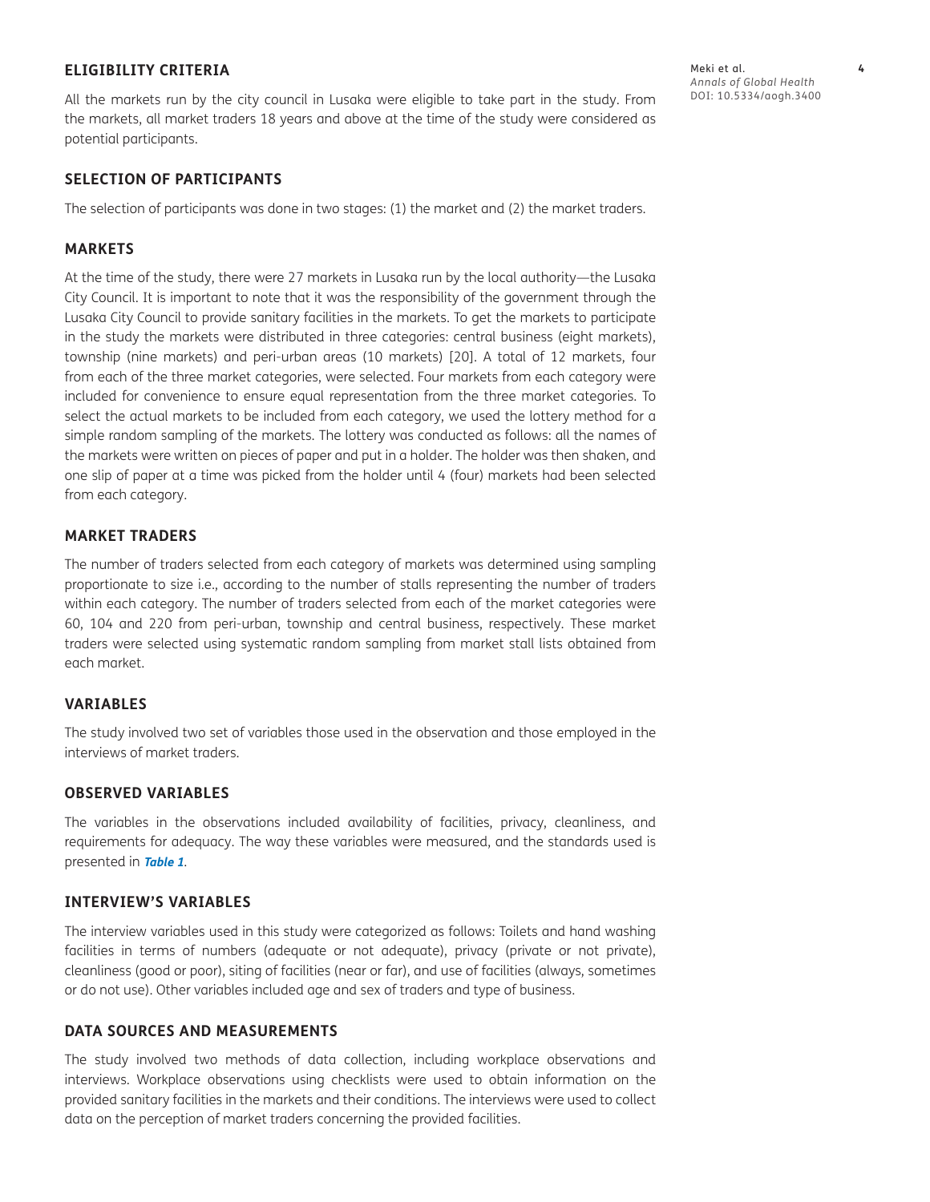## ELIGIBILITY CRITERIA

All the markets run by the city council in Lusaka were eligible to take part in the study. From the markets, all market traders 18 years and above at the time of the study were considered as potential participants.

## SELECTION OF PARTICIPANTS

The selection of participants was done in two stages: (1) the market and (2) the market traders.

## MARKETS

At the time of the study, there were 27 markets in Lusaka run by the local authority—the Lusaka City Council. It is important to note that it was the responsibility of the government through the Lusaka City Council to provide sanitary facilities in the markets. To get the markets to participate in the study the markets were distributed in three categories: central business (eight markets), township (nine markets) and peri-urban areas (10 markets) [20]. A total of 12 markets, four from each of the three market categories, were selected. Four markets from each category were included for convenience to ensure equal representation from the three market categories. To select the actual markets to be included from each category, we used the lottery method for a simple random sampling of the markets. The lottery was conducted as follows: all the names of the markets were written on pieces of paper and put in a holder. The holder was then shaken, and one slip of paper at a time was picked from the holder until 4 (four) markets had been selected from each category.

## MARKET TRADERS

The number of traders selected from each category of markets was determined using sampling proportionate to size i.e., according to the number of stalls representing the number of traders within each category. The number of traders selected from each of the market categories were 60, 104 and 220 from peri-urban, township and central business, respectively. These market traders were selected using systematic random sampling from market stall lists obtained from each market.

## VARIABLES

The study involved two set of variables those used in the observation and those employed in the interviews of market traders.

## OBSERVED VARIABLES

The variables in the observations included availability of facilities, privacy, cleanliness, and requirements for adequacy. The way these variables were measured, and the standards used is presented in ***Table 1***.

## INTERVIEW'S VARIABLES

The interview variables used in this study were categorized as follows: Toilets and hand washing facilities in terms of numbers (adequate or not adequate), privacy (private or not private), cleanliness (good or poor), siting of facilities (near or far), and use of facilities (always, sometimes or do not use). Other variables included age and sex of traders and type of business.

## DATA SOURCES AND MEASUREMENTS

The study involved two methods of data collection, including workplace observations and interviews. Workplace observations using checklists were used to obtain information on the provided sanitary facilities in the markets and their conditions. The interviews were used to collect data on the perception of market traders concerning the provided facilities.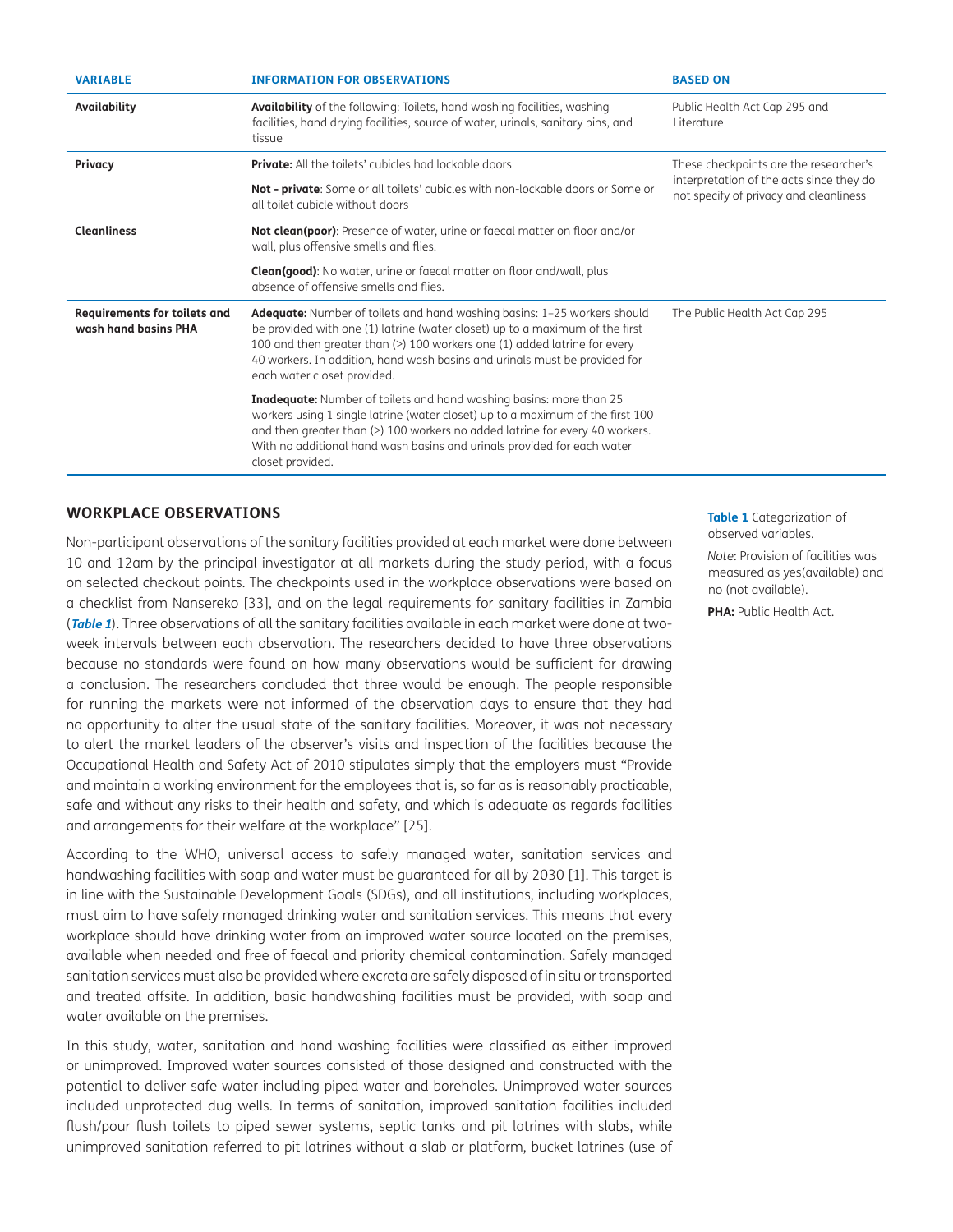| VARIABLE | INFORMATION FOR OBSERVATIONS | BASED ON |
|---|---|---|
| **Availability** | **Availability** of the following: Toilets, hand washing facilities, washing facilities, hand drying facilities, source of water, urinals, sanitary bins, and tissue | Public Health Act Cap 295 and Literature |
| **Privacy** | **Private:** All the toilets' cubicles had lockable doors | These checkpoints are the researcher's interpretation of the acts since they do not specify of privacy and cleanliness |
| | **Not - private**: Some or all toilets' cubicles with non-lockable doors or Some or all toilet cubicle without doors | |
| **Cleanliness** | **Not clean(poor)**: Presence of water, urine or faecal matter on floor and/or wall, plus offensive smells and flies. | |
| | **Clean(good)**: No water, urine or faecal matter on floor and/wall, plus absence of offensive smells and flies. | |
| **Requirements for toilets and wash hand basins PHA** | **Adequate:** Number of toilets and hand washing basins: 1–25 workers should be provided with one (1) latrine (water closet) up to a maximum of the first 100 and then greater than (>) 100 workers one (1) added latrine for every 40 workers. In addition, hand wash basins and urinals must be provided for each water closet provided. | The Public Health Act Cap 295 |
| | **Inadequate:** Number of toilets and hand washing basins: more than 25 workers using 1 single latrine (water closet) up to a maximum of the first 100 and then greater than (>) 100 workers no added latrine for every 40 workers. With no additional hand wash basins and urinals provided for each water closet provided. | |

**Table 1** Categorization of observed variables.

*Note*: Provision of facilities was measured as yes(available) and no (not available).

**PHA:** Public Health Act.

## WORKPLACE OBSERVATIONS

Non-participant observations of the sanitary facilities provided at each market were done between 10 and 12am by the principal investigator at all markets during the study period, with a focus on selected checkout points. The checkpoints used in the workplace observations were based on a checklist from Nansereko [33], and on the legal requirements for sanitary facilities in Zambia (***Table 1***). Three observations of all the sanitary facilities available in each market were done at two-week intervals between each observation. The researchers decided to have three observations because no standards were found on how many observations would be sufficient for drawing a conclusion. The researchers concluded that three would be enough. The people responsible for running the markets were not informed of the observation days to ensure that they had no opportunity to alter the usual state of the sanitary facilities. Moreover, it was not necessary to alert the market leaders of the observer's visits and inspection of the facilities because the Occupational Health and Safety Act of 2010 stipulates simply that the employers must "Provide and maintain a working environment for the employees that is, so far as is reasonably practicable, safe and without any risks to their health and safety, and which is adequate as regards facilities and arrangements for their welfare at the workplace" [25].

According to the WHO, universal access to safely managed water, sanitation services and handwashing facilities with soap and water must be guaranteed for all by 2030 [1]. This target is in line with the Sustainable Development Goals (SDGs), and all institutions, including workplaces, must aim to have safely managed drinking water and sanitation services. This means that every workplace should have drinking water from an improved water source located on the premises, available when needed and free of faecal and priority chemical contamination. Safely managed sanitation services must also be provided where excreta are safely disposed of in situ or transported and treated offsite. In addition, basic handwashing facilities must be provided, with soap and water available on the premises.

In this study, water, sanitation and hand washing facilities were classified as either improved or unimproved. Improved water sources consisted of those designed and constructed with the potential to deliver safe water including piped water and boreholes. Unimproved water sources included unprotected dug wells. In terms of sanitation, improved sanitation facilities included flush/pour flush toilets to piped sewer systems, septic tanks and pit latrines with slabs, while unimproved sanitation referred to pit latrines without a slab or platform, bucket latrines (use of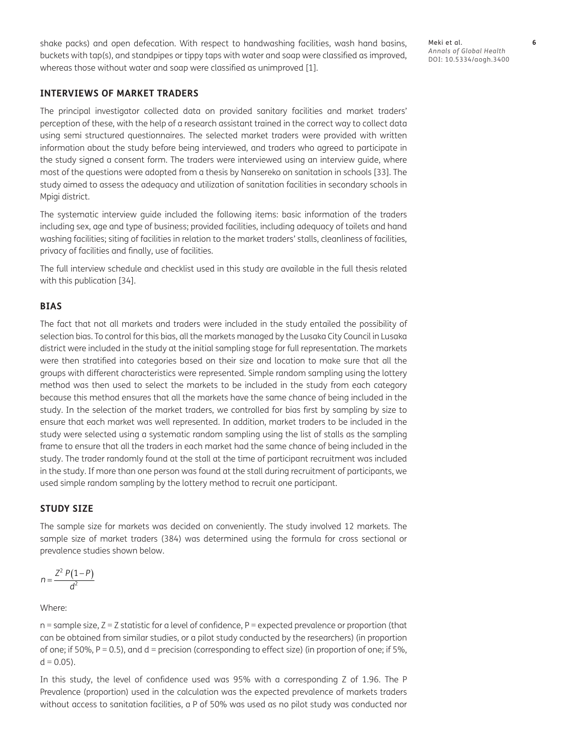shake packs) and open defecation. With respect to handwashing facilities, wash hand basins, buckets with tap(s), and standpipes or tippy taps with water and soap were classified as improved, whereas those without water and soap were classified as unimproved [1].

### INTERVIEWS OF MARKET TRADERS

The principal investigator collected data on provided sanitary facilities and market traders' perception of these, with the help of a research assistant trained in the correct way to collect data using semi structured questionnaires. The selected market traders were provided with written information about the study before being interviewed, and traders who agreed to participate in the study signed a consent form. The traders were interviewed using an interview guide, where most of the questions were adopted from a thesis by Nansereko on sanitation in schools [33]. The study aimed to assess the adequacy and utilization of sanitation facilities in secondary schools in Mpigi district.

The systematic interview guide included the following items: basic information of the traders including sex, age and type of business; provided facilities, including adequacy of toilets and hand washing facilities; siting of facilities in relation to the market traders' stalls, cleanliness of facilities, privacy of facilities and finally, use of facilities.

The full interview schedule and checklist used in this study are available in the full thesis related with this publication [34].

### BIAS

The fact that not all markets and traders were included in the study entailed the possibility of selection bias. To control for this bias, all the markets managed by the Lusaka City Council in Lusaka district were included in the study at the initial sampling stage for full representation. The markets were then stratified into categories based on their size and location to make sure that all the groups with different characteristics were represented. Simple random sampling using the lottery method was then used to select the markets to be included in the study from each category because this method ensures that all the markets have the same chance of being included in the study. In the selection of the market traders, we controlled for bias first by sampling by size to ensure that each market was well represented. In addition, market traders to be included in the study were selected using a systematic random sampling using the list of stalls as the sampling frame to ensure that all the traders in each market had the same chance of being included in the study. The trader randomly found at the stall at the time of participant recruitment was included in the study. If more than one person was found at the stall during recruitment of participants, we used simple random sampling by the lottery method to recruit one participant.

### STUDY SIZE

The sample size for markets was decided on conveniently. The study involved 12 markets. The sample size of market traders (384) was determined using the formula for cross sectional or prevalence studies shown below.

$$n = \frac{Z^2 P(1-P)}{d^2}$$

Where:

n = sample size, Z = Z statistic for a level of confidence, P = expected prevalence or proportion (that can be obtained from similar studies, or a pilot study conducted by the researchers) (in proportion of one; if 50%, P = 0.5), and d = precision (corresponding to effect size) (in proportion of one; if 5%, d = 0.05).

In this study, the level of confidence used was 95% with a corresponding Z of 1.96. The P Prevalence (proportion) used in the calculation was the expected prevalence of markets traders without access to sanitation facilities, a P of 50% was used as no pilot study was conducted nor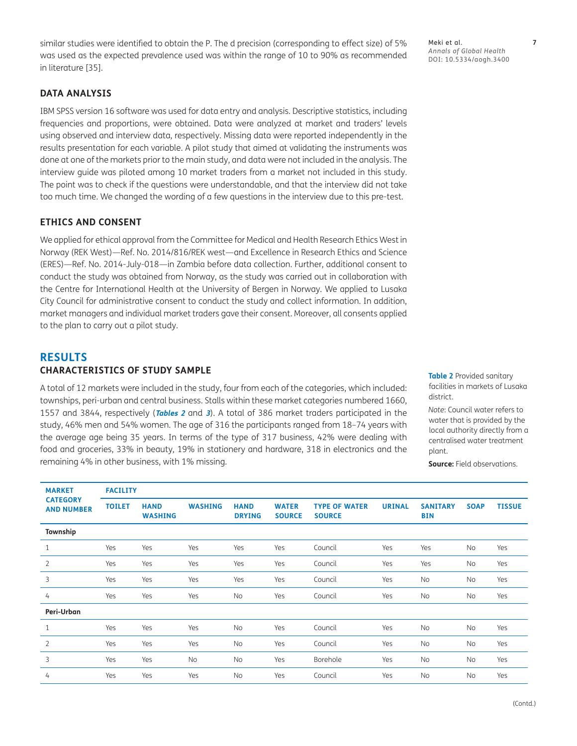similar studies were identified to obtain the P. The d precision (corresponding to effect size) of 5% was used as the expected prevalence used was within the range of 10 to 90% as recommended in literature [35].

### DATA ANALYSIS

IBM SPSS version 16 software was used for data entry and analysis. Descriptive statistics, including frequencies and proportions, were obtained. Data were analyzed at market and traders' levels using observed and interview data, respectively. Missing data were reported independently in the results presentation for each variable. A pilot study that aimed at validating the instruments was done at one of the markets prior to the main study, and data were not included in the analysis. The interview guide was piloted among 10 market traders from a market not included in this study. The point was to check if the questions were understandable, and that the interview did not take too much time. We changed the wording of a few questions in the interview due to this pre-test.

### ETHICS AND CONSENT

We applied for ethical approval from the Committee for Medical and Health Research Ethics West in Norway (REK West)—Ref. No. 2014/816/REK west—and Excellence in Research Ethics and Science (ERES)—Ref. No. 2014-July-018—in Zambia before data collection. Further, additional consent to conduct the study was obtained from Norway, as the study was carried out in collaboration with the Centre for International Health at the University of Bergen in Norway. We applied to Lusaka City Council for administrative consent to conduct the study and collect information. In addition, market managers and individual market traders gave their consent. Moreover, all consents applied to the plan to carry out a pilot study.

## RESULTS

### CHARACTERISTICS OF STUDY SAMPLE

A total of 12 markets were included in the study, four from each of the categories, which included: townships, peri-urban and central business. Stalls within these market categories numbered 1660, 1557 and 3844, respectively (***Tables 2*** and ***3***). A total of 386 market traders participated in the study, 46% men and 54% women. The age of 316 the participants ranged from 18–74 years with the average age being 35 years. In terms of the type of 317 business, 42% were dealing with food and groceries, 33% in beauty, 19% in stationery and hardware, 318 in electronics and the remaining 4% in other business, with 1% missing.

**Table 2** Provided sanitary facilities in markets of Lusaka district.

*Note*: Council water refers to water that is provided by the local authority directly from a centralised water treatment plant.

**Source:** Field observations.

| MARKET CATEGORY AND NUMBER | FACILITY | | | | | | | | | |
|---|---|---|---|---|---|---|---|---|---|---|
| | TOILET | HAND WASHING | WASHING | HAND DRYING | WATER SOURCE | TYPE OF WATER SOURCE | URINAL | SANITARY BIN | SOAP | TISSUE |
| **Township** | | | | | | | | | | |
| 1 | Yes | Yes | Yes | Yes | Yes | Council | Yes | Yes | No | Yes |
| 2 | Yes | Yes | Yes | Yes | Yes | Council | Yes | Yes | No | Yes |
| 3 | Yes | Yes | Yes | Yes | Yes | Council | Yes | No | No | Yes |
| 4 | Yes | Yes | Yes | No | Yes | Council | Yes | No | No | Yes |
| **Peri-Urban** | | | | | | | | | | |
| 1 | Yes | Yes | Yes | No | Yes | Council | Yes | No | No | Yes |
| 2 | Yes | Yes | Yes | No | Yes | Council | Yes | No | No | Yes |
| 3 | Yes | Yes | No | No | Yes | Borehole | Yes | No | No | Yes |
| 4 | Yes | Yes | Yes | No | Yes | Council | Yes | No | No | Yes |

(Contd.)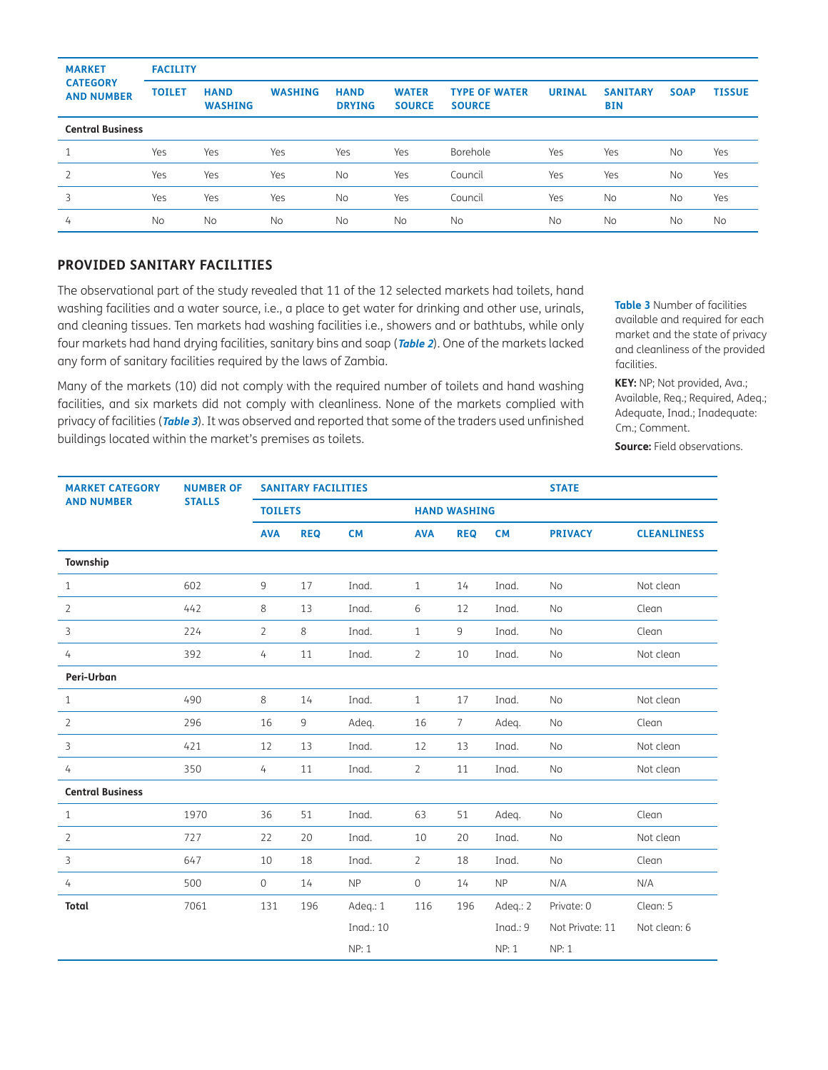| MARKET CATEGORY AND NUMBER | FACILITY | | | | | | | | | |
|---|---|---|---|---|---|---|---|---|---|---|
| | TOILET | HAND WASHING | WASHING | HAND DRYING | WATER SOURCE | TYPE OF WATER SOURCE | URINAL | SANITARY BIN | SOAP | TISSUE |
| **Central Business** | | | | | | | | | | |
| 1 | Yes | Yes | Yes | Yes | Yes | Borehole | Yes | Yes | No | Yes |
| 2 | Yes | Yes | Yes | No | Yes | Council | Yes | Yes | No | Yes |
| 3 | Yes | Yes | Yes | No | Yes | Council | Yes | No | No | Yes |
| 4 | No | No | No | No | No | No | No | No | No | No |

## PROVIDED SANITARY FACILITIES

The observational part of the study revealed that 11 of the 12 selected markets had toilets, hand washing facilities and a water source, i.e., a place to get water for drinking and other use, urinals, and cleaning tissues. Ten markets had washing facilities i.e., showers and or bathtubs, while only four markets had hand drying facilities, sanitary bins and soap (***Table 2***). One of the markets lacked any form of sanitary facilities required by the laws of Zambia.

Many of the markets (10) did not comply with the required number of toilets and hand washing facilities, and six markets did not comply with cleanliness. None of the markets complied with privacy of facilities (***Table 3***). It was observed and reported that some of the traders used unfinished buildings located within the market's premises as toilets.

**Table 3** Number of facilities available and required for each market and the state of privacy and cleanliness of the provided facilities.

**KEY:** NP; Not provided, Ava.; Available, Req.; Required, Adeq.; Adequate, Inad.; Inadequate: Cm.; Comment.

**Source:** Field observations.

| MARKET CATEGORY AND NUMBER | NUMBER OF STALLS | SANITARY FACILITIES | | | | | | STATE | |
|---|---|---|---|---|---|---|---|---|---|
| | | TOILETS | | | HAND WASHING | | | | |
| | | AVA | REQ | CM | AVA | REQ | CM | PRIVACY | CLEANLINESS |
| **Township** | | | | | | | | | |
| 1 | 602 | 9 | 17 | Inad. | 1 | 14 | Inad. | No | Not clean |
| 2 | 442 | 8 | 13 | Inad. | 6 | 12 | Inad. | No | Clean |
| 3 | 224 | 2 | 8 | Inad. | 1 | 9 | Inad. | No | Clean |
| 4 | 392 | 4 | 11 | Inad. | 2 | 10 | Inad. | No | Not clean |
| **Peri-Urban** | | | | | | | | | |
| 1 | 490 | 8 | 14 | Inad. | 1 | 17 | Inad. | No | Not clean |
| 2 | 296 | 16 | 9 | Adeq. | 16 | 7 | Adeq. | No | Clean |
| 3 | 421 | 12 | 13 | Inad. | 12 | 13 | Inad. | No | Not clean |
| 4 | 350 | 4 | 11 | Inad. | 2 | 11 | Inad. | No | Not clean |
| **Central Business** | | | | | | | | | |
| 1 | 1970 | 36 | 51 | Inad. | 63 | 51 | Adeq. | No | Clean |
| 2 | 727 | 22 | 20 | Inad. | 10 | 20 | Inad. | No | Not clean |
| 3 | 647 | 10 | 18 | Inad. | 2 | 18 | Inad. | No | Clean |
| 4 | 500 | 0 | 14 | NP | 0 | 14 | NP | N/A | N/A |
| **Total** | 7061 | 131 | 196 | Adeq.: 1 | 116 | 196 | Adeq.: 2 | Private: 0 | Clean: 5 |
| | | | | Inad.: 10 | | | Inad.: 9 | Not Private: 11 | Not clean: 6 |
| | | | | NP: 1 | | | NP: 1 | NP: 1 | |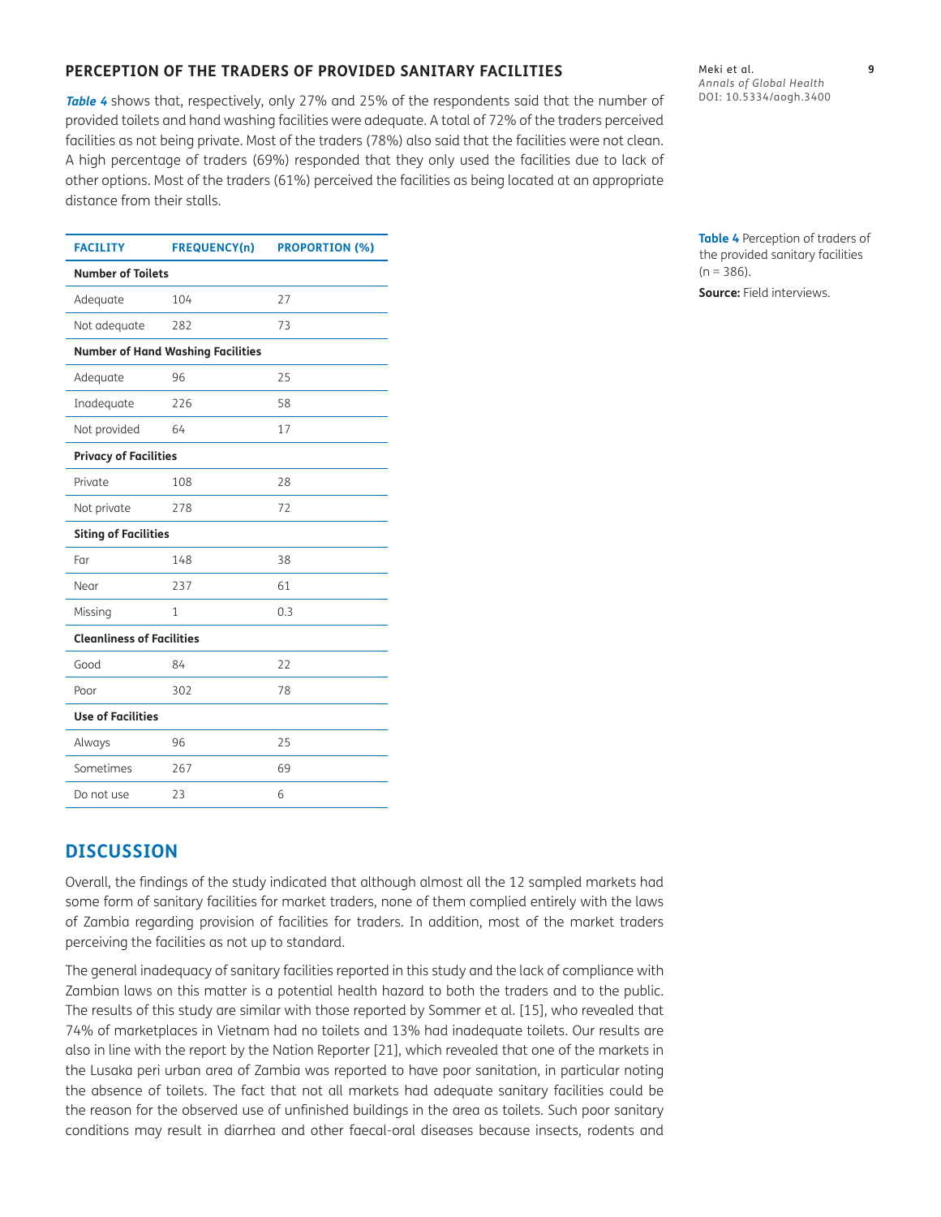## PERCEPTION OF THE TRADERS OF PROVIDED SANITARY FACILITIES

**Table 4** shows that, respectively, only 27% and 25% of the respondents said that the number of provided toilets and hand washing facilities were adequate. A total of 72% of the traders perceived facilities as not being private. Most of the traders (78%) also said that the facilities were not clean. A high percentage of traders (69%) responded that they only used the facilities due to lack of other options. Most of the traders (61%) perceived the facilities as being located at an appropriate distance from their stalls.

| FACILITY | FREQUENCY(n) | PROPORTION (%) |
|---|---|---|
| **Number of Toilets** | | |
| Adequate | 104 | 27 |
| Not adequate | 282 | 73 |
| **Number of Hand Washing Facilities** | | |
| Adequate | 96 | 25 |
| Inadequate | 226 | 58 |
| Not provided | 64 | 17 |
| **Privacy of Facilities** | | |
| Private | 108 | 28 |
| Not private | 278 | 72 |
| **Siting of Facilities** | | |
| Far | 148 | 38 |
| Near | 237 | 61 |
| Missing | 1 | 0.3 |
| **Cleanliness of Facilities** | | |
| Good | 84 | 22 |
| Poor | 302 | 78 |
| **Use of Facilities** | | |
| Always | 96 | 25 |
| Sometimes | 267 | 69 |
| Do not use | 23 | 6 |

**Table 4** Perception of traders of the provided sanitary facilities (n = 386).

**Source:** Field interviews.

## DISCUSSION

Overall, the findings of the study indicated that although almost all the 12 sampled markets had some form of sanitary facilities for market traders, none of them complied entirely with the laws of Zambia regarding provision of facilities for traders. In addition, most of the market traders perceiving the facilities as not up to standard.

The general inadequacy of sanitary facilities reported in this study and the lack of compliance with Zambian laws on this matter is a potential health hazard to both the traders and to the public. The results of this study are similar with those reported by Sommer et al. [15], who revealed that 74% of marketplaces in Vietnam had no toilets and 13% had inadequate toilets. Our results are also in line with the report by the Nation Reporter [21], which revealed that one of the markets in the Lusaka peri urban area of Zambia was reported to have poor sanitation, in particular noting the absence of toilets. The fact that not all markets had adequate sanitary facilities could be the reason for the observed use of unfinished buildings in the area as toilets. Such poor sanitary conditions may result in diarrhea and other faecal-oral diseases because insects, rodents and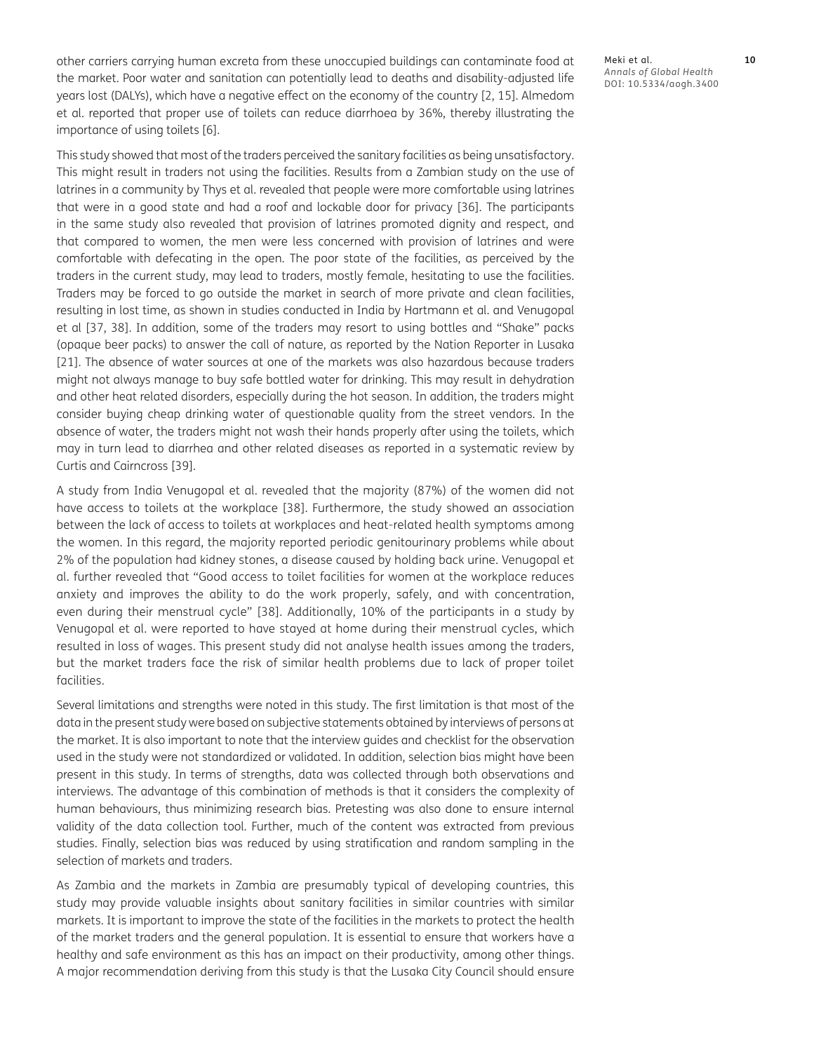other carriers carrying human excreta from these unoccupied buildings can contaminate food at the market. Poor water and sanitation can potentially lead to deaths and disability-adjusted life years lost (DALYs), which have a negative effect on the economy of the country [2, 15]. Almedom et al. reported that proper use of toilets can reduce diarrhoea by 36%, thereby illustrating the importance of using toilets [6].

This study showed that most of the traders perceived the sanitary facilities as being unsatisfactory. This might result in traders not using the facilities. Results from a Zambian study on the use of latrines in a community by Thys et al. revealed that people were more comfortable using latrines that were in a good state and had a roof and lockable door for privacy [36]. The participants in the same study also revealed that provision of latrines promoted dignity and respect, and that compared to women, the men were less concerned with provision of latrines and were comfortable with defecating in the open. The poor state of the facilities, as perceived by the traders in the current study, may lead to traders, mostly female, hesitating to use the facilities. Traders may be forced to go outside the market in search of more private and clean facilities, resulting in lost time, as shown in studies conducted in India by Hartmann et al. and Venugopal et al [37, 38]. In addition, some of the traders may resort to using bottles and "Shake" packs (opaque beer packs) to answer the call of nature, as reported by the Nation Reporter in Lusaka [21]. The absence of water sources at one of the markets was also hazardous because traders might not always manage to buy safe bottled water for drinking. This may result in dehydration and other heat related disorders, especially during the hot season. In addition, the traders might consider buying cheap drinking water of questionable quality from the street vendors. In the absence of water, the traders might not wash their hands properly after using the toilets, which may in turn lead to diarrhea and other related diseases as reported in a systematic review by Curtis and Cairncross [39].

A study from India Venugopal et al. revealed that the majority (87%) of the women did not have access to toilets at the workplace [38]. Furthermore, the study showed an association between the lack of access to toilets at workplaces and heat-related health symptoms among the women. In this regard, the majority reported periodic genitourinary problems while about 2% of the population had kidney stones, a disease caused by holding back urine. Venugopal et al. further revealed that "Good access to toilet facilities for women at the workplace reduces anxiety and improves the ability to do the work properly, safely, and with concentration, even during their menstrual cycle" [38]. Additionally, 10% of the participants in a study by Venugopal et al. were reported to have stayed at home during their menstrual cycles, which resulted in loss of wages. This present study did not analyse health issues among the traders, but the market traders face the risk of similar health problems due to lack of proper toilet facilities.

Several limitations and strengths were noted in this study. The first limitation is that most of the data in the present study were based on subjective statements obtained by interviews of persons at the market. It is also important to note that the interview guides and checklist for the observation used in the study were not standardized or validated. In addition, selection bias might have been present in this study. In terms of strengths, data was collected through both observations and interviews. The advantage of this combination of methods is that it considers the complexity of human behaviours, thus minimizing research bias. Pretesting was also done to ensure internal validity of the data collection tool. Further, much of the content was extracted from previous studies. Finally, selection bias was reduced by using stratification and random sampling in the selection of markets and traders.

As Zambia and the markets in Zambia are presumably typical of developing countries, this study may provide valuable insights about sanitary facilities in similar countries with similar markets. It is important to improve the state of the facilities in the markets to protect the health of the market traders and the general population. It is essential to ensure that workers have a healthy and safe environment as this has an impact on their productivity, among other things. A major recommendation deriving from this study is that the Lusaka City Council should ensure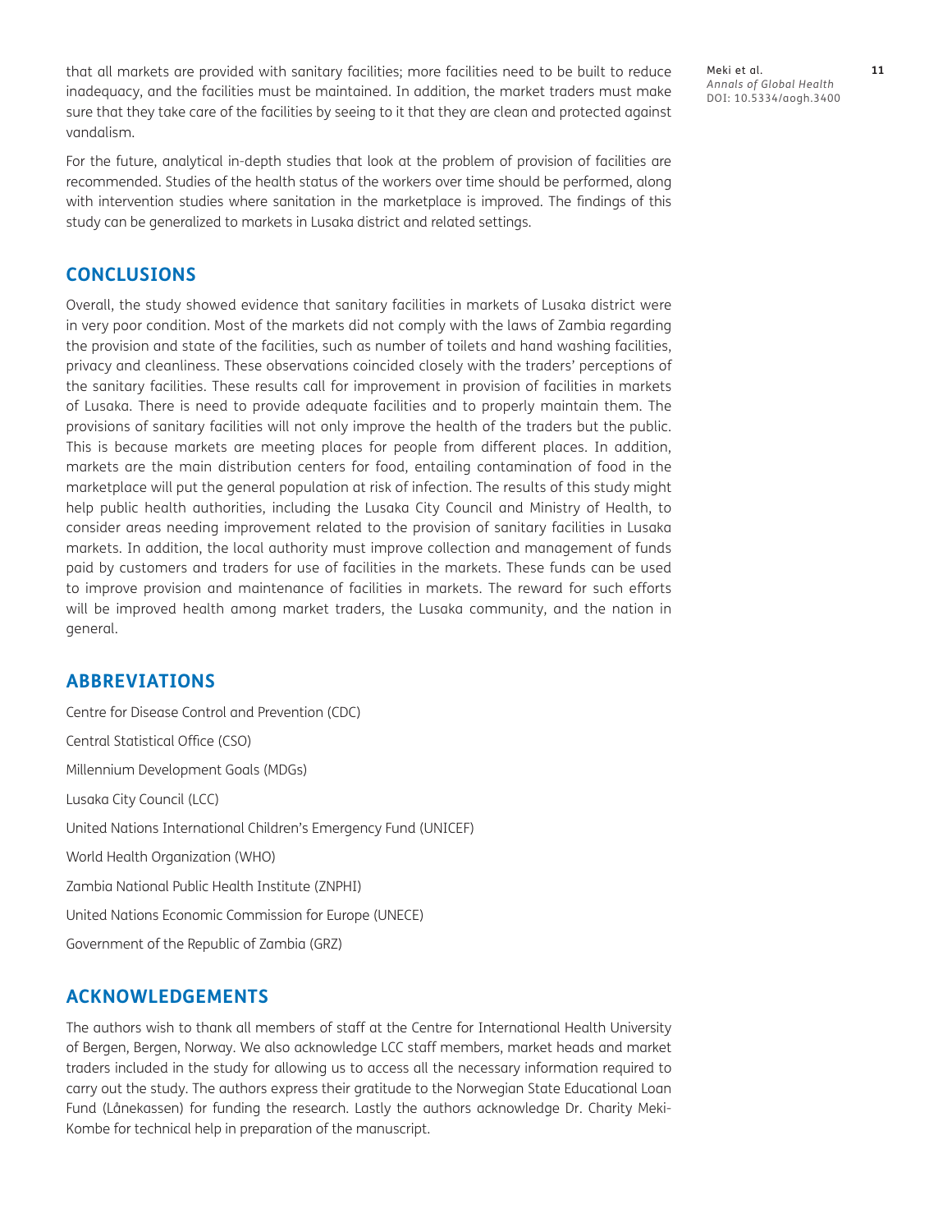that all markets are provided with sanitary facilities; more facilities need to be built to reduce inadequacy, and the facilities must be maintained. In addition, the market traders must make sure that they take care of the facilities by seeing to it that they are clean and protected against vandalism.

For the future, analytical in-depth studies that look at the problem of provision of facilities are recommended. Studies of the health status of the workers over time should be performed, along with intervention studies where sanitation in the marketplace is improved. The findings of this study can be generalized to markets in Lusaka district and related settings.

## CONCLUSIONS

Overall, the study showed evidence that sanitary facilities in markets of Lusaka district were in very poor condition. Most of the markets did not comply with the laws of Zambia regarding the provision and state of the facilities, such as number of toilets and hand washing facilities, privacy and cleanliness. These observations coincided closely with the traders' perceptions of the sanitary facilities. These results call for improvement in provision of facilities in markets of Lusaka. There is need to provide adequate facilities and to properly maintain them. The provisions of sanitary facilities will not only improve the health of the traders but the public. This is because markets are meeting places for people from different places. In addition, markets are the main distribution centers for food, entailing contamination of food in the marketplace will put the general population at risk of infection. The results of this study might help public health authorities, including the Lusaka City Council and Ministry of Health, to consider areas needing improvement related to the provision of sanitary facilities in Lusaka markets. In addition, the local authority must improve collection and management of funds paid by customers and traders for use of facilities in the markets. These funds can be used to improve provision and maintenance of facilities in markets. The reward for such efforts will be improved health among market traders, the Lusaka community, and the nation in general.

## ABBREVIATIONS

Centre for Disease Control and Prevention (CDC)

Central Statistical Office (CSO)

Millennium Development Goals (MDGs)

Lusaka City Council (LCC)

United Nations International Children's Emergency Fund (UNICEF)

World Health Organization (WHO)

Zambia National Public Health Institute (ZNPHI)

United Nations Economic Commission for Europe (UNECE)

Government of the Republic of Zambia (GRZ)

## ACKNOWLEDGEMENTS

The authors wish to thank all members of staff at the Centre for International Health University of Bergen, Bergen, Norway. We also acknowledge LCC staff members, market heads and market traders included in the study for allowing us to access all the necessary information required to carry out the study. The authors express their gratitude to the Norwegian State Educational Loan Fund (Lånekassen) for funding the research. Lastly the authors acknowledge Dr. Charity Meki-Kombe for technical help in preparation of the manuscript.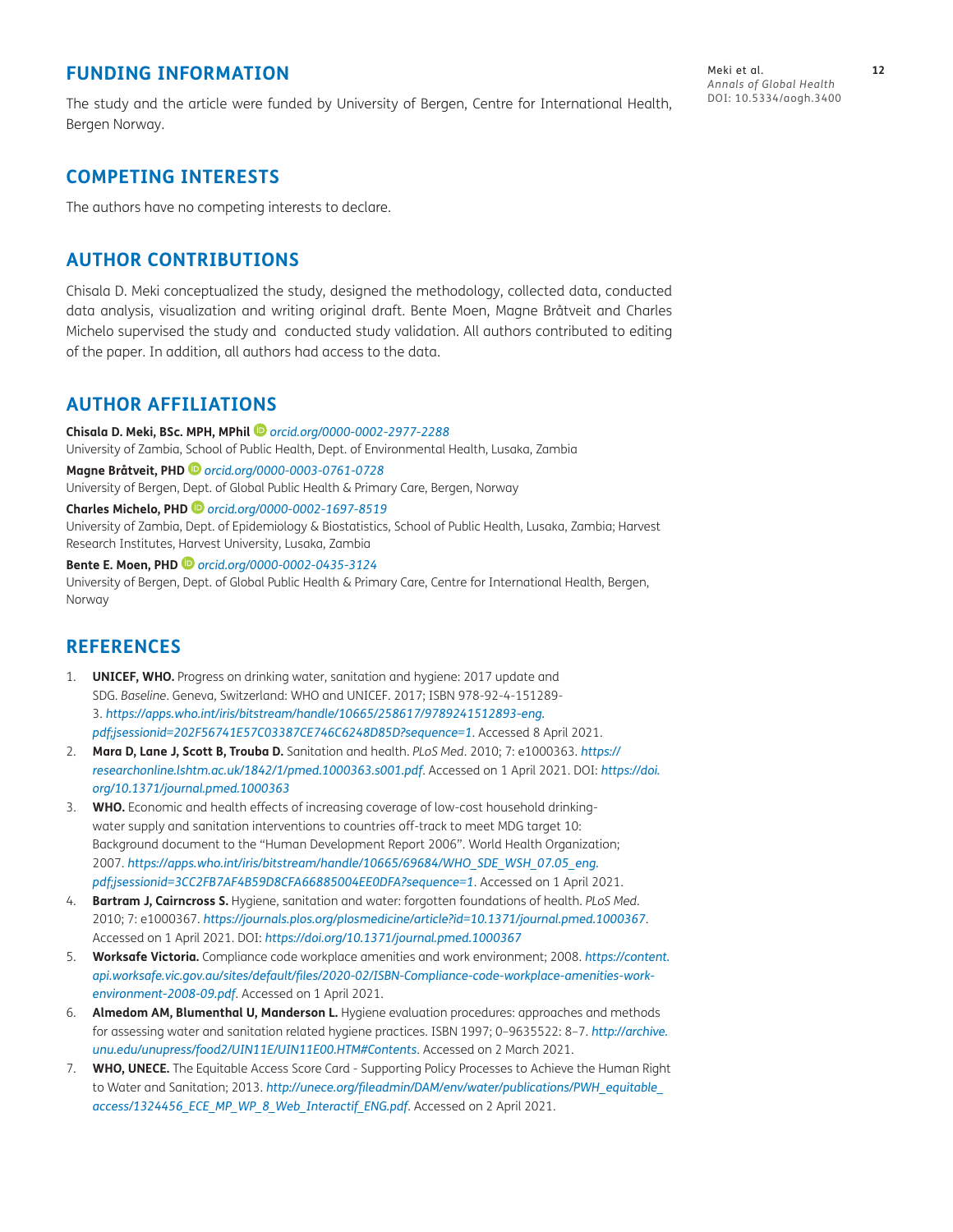## FUNDING INFORMATION

The study and the article were funded by University of Bergen, Centre for International Health, Bergen Norway.

## COMPETING INTERESTS

The authors have no competing interests to declare.

## AUTHOR CONTRIBUTIONS

Chisala D. Meki conceptualized the study, designed the methodology, collected data, conducted data analysis, visualization and writing original draft. Bente Moen, Magne Bråtveit and Charles Michelo supervised the study and conducted study validation. All authors contributed to editing of the paper. In addition, all authors had access to the data.

## AUTHOR AFFILIATIONS

**Chisala D. Meki, BSc. MPH, MPhil** *orcid.org/0000-0002-2977-2288*
University of Zambia, School of Public Health, Dept. of Environmental Health, Lusaka, Zambia

**Magne Bråtveit, PHD** *orcid.org/0000-0003-0761-0728*
University of Bergen, Dept. of Global Public Health & Primary Care, Bergen, Norway

**Charles Michelo, PHD** *orcid.org/0000-0002-1697-8519*
University of Zambia, Dept. of Epidemiology & Biostatistics, School of Public Health, Lusaka, Zambia; Harvest Research Institutes, Harvest University, Lusaka, Zambia

**Bente E. Moen, PHD** *orcid.org/0000-0002-0435-3124*
University of Bergen, Dept. of Global Public Health & Primary Care, Centre for International Health, Bergen, Norway

## REFERENCES

1. **UNICEF, WHO.** Progress on drinking water, sanitation and hygiene: 2017 update and SDG. *Baseline*. Geneva, Switzerland: WHO and UNICEF. 2017; ISBN 978-92-4-151289-3. *https://apps.who.int/iris/bitstream/handle/10665/258617/9789241512893-eng.pdf;jsessionid=202F56741E57C03387CE746C6248D85D?sequence=1*. Accessed 8 April 2021.
2. **Mara D, Lane J, Scott B, Trouba D.** Sanitation and health. *PLoS Med*. 2010; 7: e1000363. *https://researchonline.lshtm.ac.uk/1842/1/pmed.1000363.s001.pdf*. Accessed on 1 April 2021. DOI: *https://doi.org/10.1371/journal.pmed.1000363*
3. **WHO.** Economic and health effects of increasing coverage of low-cost household drinking-water supply and sanitation interventions to countries off-track to meet MDG target 10: Background document to the "Human Development Report 2006". World Health Organization; 2007. *https://apps.who.int/iris/bitstream/handle/10665/69684/WHO_SDE_WSH_07.05_eng.pdf;jsessionid=3CC2FB7AF4B59D8CFA66885004EE0DFA?sequence=1*. Accessed on 1 April 2021.
4. **Bartram J, Cairncross S.** Hygiene, sanitation and water: forgotten foundations of health. *PLoS Med*. 2010; 7: e1000367. *https://journals.plos.org/plosmedicine/article?id=10.1371/journal.pmed.1000367*. Accessed on 1 April 2021. DOI: *https://doi.org/10.1371/journal.pmed.1000367*
5. **Worksafe Victoria.** Compliance code workplace amenities and work environment; 2008. *https://content.api.worksafe.vic.gov.au/sites/default/files/2020-02/ISBN-Compliance-code-workplace-amenities-work-environment-2008-09.pdf*. Accessed on 1 April 2021.
6. **Almedom AM, Blumenthal U, Manderson L.** Hygiene evaluation procedures: approaches and methods for assessing water and sanitation related hygiene practices. ISBN 1997; 0–9635522: 8–7. *http://archive.unu.edu/unupress/food2/UIN11E/UIN11E00.HTM#Contents*. Accessed on 2 March 2021.
7. **WHO, UNECE.** The Equitable Access Score Card - Supporting Policy Processes to Achieve the Human Right to Water and Sanitation; 2013. *http://unece.org/fileadmin/DAM/env/water/publications/PWH_equitable_access/1324456_ECE_MP_WP_8_Web_Interactif_ENG.pdf*. Accessed on 2 April 2021.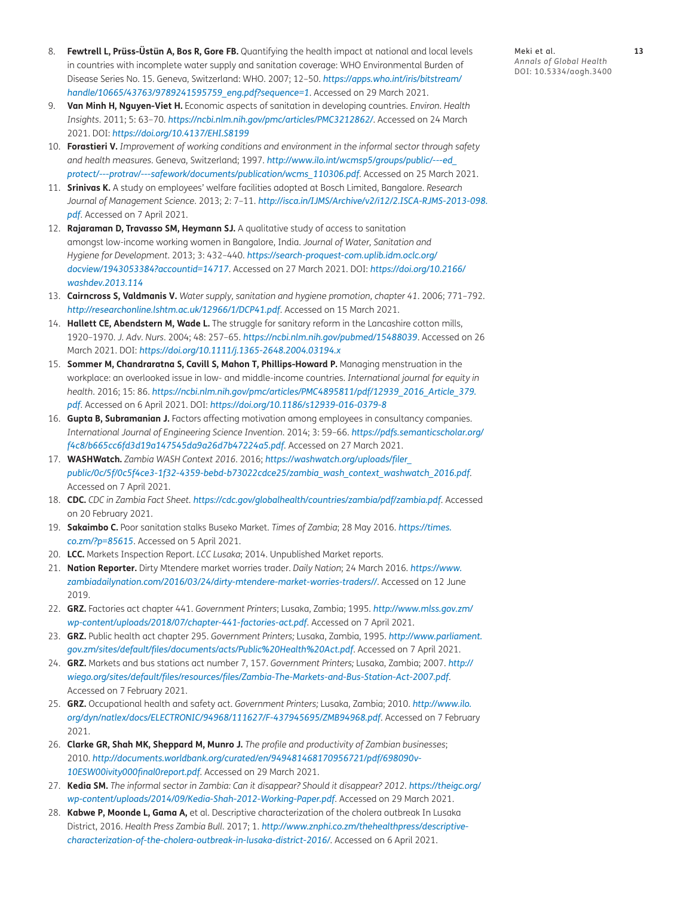8. **Fewtrell L, Prüss-Üstün A, Bos R, Gore FB.** Quantifying the health impact at national and local levels in countries with incomplete water supply and sanitation coverage: WHO Environmental Burden of Disease Series No. 15. Geneva, Switzerland: WHO. 2007; 12–50. *https://apps.who.int/iris/bitstream/handle/10665/43763/9789241595759_eng.pdf?sequence=1*. Accessed on 29 March 2021.
9. **Van Minh H, Nguyen-Viet H.** Economic aspects of sanitation in developing countries. *Environ. Health Insights*. 2011; 5: 63–70. *https://ncbi.nlm.nih.gov/pmc/articles/PMC3212862/*. Accessed on 24 March 2021. DOI: *https://doi.org/10.4137/EHI.S8199*
10. **Forastieri V.** *Improvement of working conditions and environment in the informal sector through safety and health measures*. Geneva, Switzerland; 1997. *http://www.ilo.int/wcmsp5/groups/public/---ed_protect/---protrav/---safework/documents/publication/wcms_110306.pdf*. Accessed on 25 March 2021.
11. **Srinivas K.** A study on employees' welfare facilities adopted at Bosch Limited, Bangalore. *Research Journal of Management Science*. 2013; 2: 7–11. *http://isca.in/IJMS/Archive/v2/i12/2.ISCA-RJMS-2013-098.pdf*. Accessed on 7 April 2021.
12. **Rajaraman D, Travasso SM, Heymann SJ.** A qualitative study of access to sanitation amongst low-income working women in Bangalore, India. *Journal of Water, Sanitation and Hygiene for Development*. 2013; 3: 432–440. *https://search-proquest-com.uplib.idm.oclc.org/docview/1943053384?accountid=14717*. Accessed on 27 March 2021. DOI: *https://doi.org/10.2166/washdev.2013.114*
13. **Cairncross S, Valdmanis V.** *Water supply, sanitation and hygiene promotion, chapter 41*. 2006; 771–792. *http://researchonline.lshtm.ac.uk/12966/1/DCP41.pdf*. Accessed on 15 March 2021.
14. **Hallett CE, Abendstern M, Wade L.** The struggle for sanitary reform in the Lancashire cotton mills, 1920–1970. *J. Adv. Nurs*. 2004; 48: 257–65. *https://ncbi.nlm.nih.gov/pubmed/15488039*. Accessed on 26 March 2021. DOI: *https://doi.org/10.1111/j.1365-2648.2004.03194.x*
15. **Sommer M, Chandraratna S, Cavill S, Mahon T, Phillips-Howard P.** Managing menstruation in the workplace: an overlooked issue in low- and middle-income countries. *International journal for equity in health*. 2016; 15: 86. *https://ncbi.nlm.nih.gov/pmc/articles/PMC4895811/pdf/12939_2016_Article_379.pdf*. Accessed on 6 April 2021. DOI: *https://doi.org/10.1186/s12939-016-0379-8*
16. **Gupta B, Subramanian J.** Factors affecting motivation among employees in consultancy companies. *International Journal of Engineering Science Invention*. 2014; 3: 59–66. *https://pdfs.semanticscholar.org/f4c8/b665cc6fd3d19a147545da9a26d7b47224a5.pdf*. Accessed on 27 March 2021.
17. **WASHWatch.** *Zambia WASH Context 2016*. 2016; *https://washwatch.org/uploads/filer_public/0c/5f/0c5f4ce3-1f32-4359-bebd-b73022cdce25/zambia_wash_context_washwatch_2016.pdf*. Accessed on 7 April 2021.
18. **CDC.** *CDC in Zambia Fact Sheet*. *https://cdc.gov/globalhealth/countries/zambia/pdf/zambia.pdf*. Accessed on 20 February 2021.
19. **Sakaimbo C.** Poor sanitation stalks Buseko Market. *Times of Zambia*; 28 May 2016. *https://times.co.zm/?p=85615*. Accessed on 5 April 2021.
20. **LCC.** Markets Inspection Report. *LCC Lusaka*; 2014. Unpublished Market reports.
21. **Nation Reporter.** Dirty Mtendere market worries trader. *Daily Nation*; 24 March 2016. *https://www.zambiadailynation.com/2016/03/24/dirty-mtendere-market-worries-traders//*. Accessed on 12 June 2019.
22. **GRZ.** Factories act chapter 441. *Government Printers*; Lusaka, Zambia; 1995. *http://www.mlss.gov.zm/wp-content/uploads/2018/07/chapter-441-factories-act.pdf*. Accessed on 7 April 2021.
23. **GRZ.** Public health act chapter 295. *Government Printers;* Lusaka, Zambia, 1995. *http://www.parliament.gov.zm/sites/default/files/documents/acts/Public%20Health%20Act.pdf*. Accessed on 7 April 2021.
24. **GRZ.** Markets and bus stations act number 7, 157. *Government Printers;* Lusaka, Zambia; 2007. *http://wiego.org/sites/default/files/resources/files/Zambia-The-Markets-and-Bus-Station-Act-2007.pdf*. Accessed on 7 February 2021.
25. **GRZ.** Occupational health and safety act. *Government Printers;* Lusaka, Zambia; 2010. *http://www.ilo.org/dyn/natlex/docs/ELECTRONIC/94968/111627/F-437945695/ZMB94968.pdf*. Accessed on 7 February 2021.
26. **Clarke GR, Shah MK, Sheppard M, Munro J.** *The profile and productivity of Zambian businesses*; 2010. *http://documents.worldbank.org/curated/en/949481468170956721/pdf/698090v-10ESW00ivity000final0report.pdf*. Accessed on 29 March 2021.
27. **Kedia SM.** *The informal sector in Zambia: Can it disappear? Should it disappear? 2012*. *https://theigc.org/wp-content/uploads/2014/09/Kedia-Shah-2012-Working-Paper.pdf*. Accessed on 29 March 2021.
28. **Kabwe P, Moonde L, Gama A,** et al. Descriptive characterization of the cholera outbreak In Lusaka District, 2016. *Health Press Zambia Bull*. 2017; 1. *http://www.znphi.co.zm/thehealthpress/descriptive-characterization-of-the-cholera-outbreak-in-lusaka-district-2016/*. Accessed on 6 April 2021.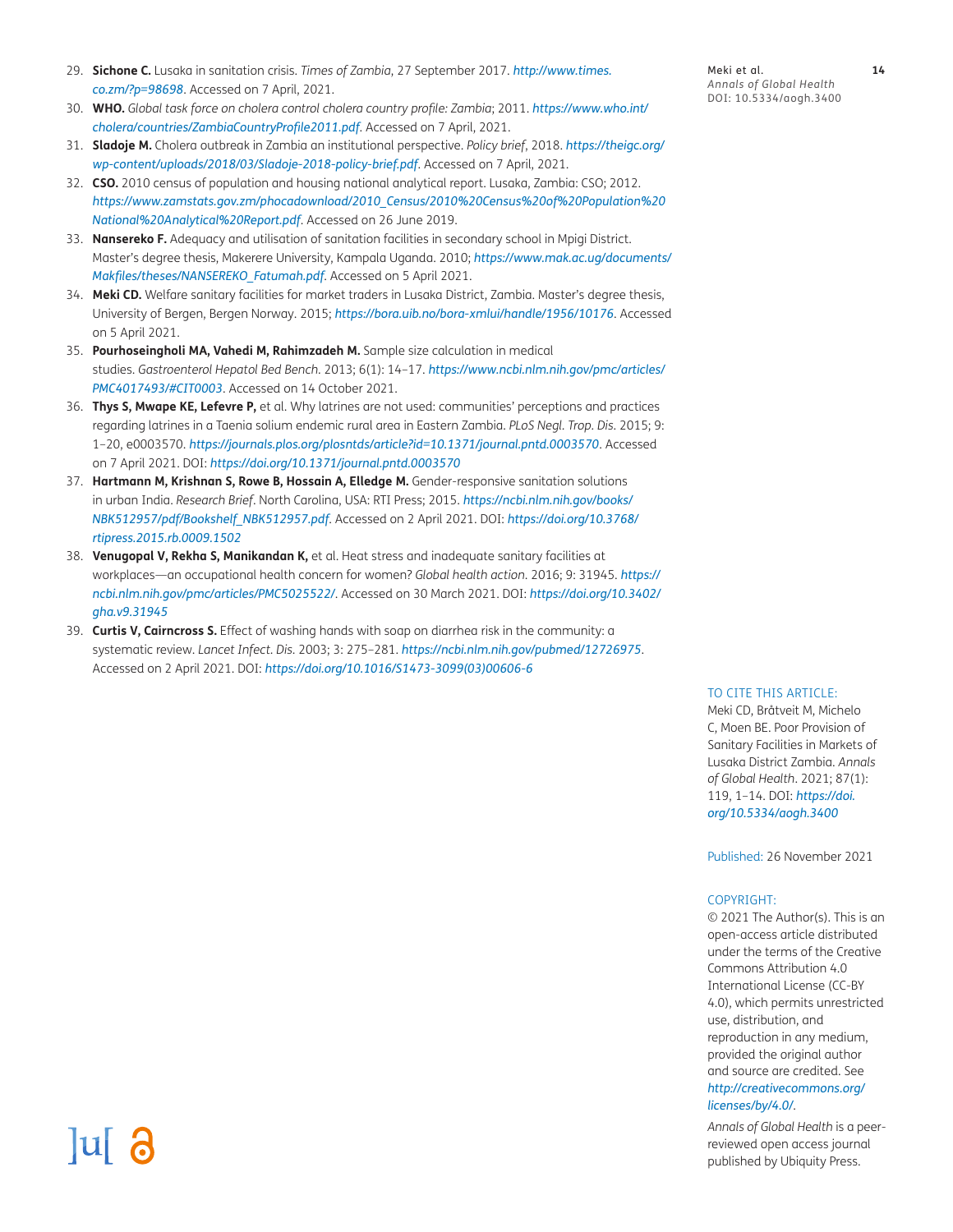29. **Sichone C.** Lusaka in sanitation crisis. *Times of Zambia*, 27 September 2017. *http://www.times.co.zm/?p=98698*. Accessed on 7 April, 2021.
30. **WHO.** *Global task force on cholera control cholera country profile: Zambia*; 2011. *https://www.who.int/cholera/countries/ZambiaCountryProfile2011.pdf*. Accessed on 7 April, 2021.
31. **Sladoje M.** Cholera outbreak in Zambia an institutional perspective. *Policy brief*, 2018. *https://theigc.org/wp-content/uploads/2018/03/Sladoje-2018-policy-brief.pdf*. Accessed on 7 April, 2021.
32. **CSO.** 2010 census of population and housing national analytical report. Lusaka, Zambia: CSO; 2012. *https://www.zamstats.gov.zm/phocadownload/2010_Census/2010%20Census%20of%20Population%20National%20Analytical%20Report.pdf*. Accessed on 26 June 2019.
33. **Nansereko F.** Adequacy and utilisation of sanitation facilities in secondary school in Mpigi District. Master's degree thesis, Makerere University, Kampala Uganda. 2010; *https://www.mak.ac.ug/documents/Makfiles/theses/NANSEREKO_Fatumah.pdf*. Accessed on 5 April 2021.
34. **Meki CD.** Welfare sanitary facilities for market traders in Lusaka District, Zambia. Master's degree thesis, University of Bergen, Bergen Norway. 2015; *https://bora.uib.no/bora-xmlui/handle/1956/10176*. Accessed on 5 April 2021.
35. **Pourhoseingholi MA, Vahedi M, Rahimzadeh M.** Sample size calculation in medical studies. *Gastroenterol Hepatol Bed Bench*. 2013; 6(1): 14–17. *https://www.ncbi.nlm.nih.gov/pmc/articles/PMC4017493/#CIT0003*. Accessed on 14 October 2021.
36. **Thys S, Mwape KE, Lefevre P,** et al. Why latrines are not used: communities' perceptions and practices regarding latrines in a Taenia solium endemic rural area in Eastern Zambia. *PLoS Negl. Trop. Dis.* 2015; 9: 1–20, e0003570. *https://journals.plos.org/plosntds/article?id=10.1371/journal.pntd.0003570*. Accessed on 7 April 2021. DOI: *https://doi.org/10.1371/journal.pntd.0003570*
37. **Hartmann M, Krishnan S, Rowe B, Hossain A, Elledge M.** Gender-responsive sanitation solutions in urban India. *Research Brief*. North Carolina, USA: RTI Press; 2015. *https://ncbi.nlm.nih.gov/books/NBK512957/pdf/Bookshelf_NBK512957.pdf*. Accessed on 2 April 2021. DOI: *https://doi.org/10.3768/rtipress.2015.rb.0009.1502*
38. **Venugopal V, Rekha S, Manikandan K,** et al. Heat stress and inadequate sanitary facilities at workplaces—an occupational health concern for women? *Global health action*. 2016; 9: 31945. *https://ncbi.nlm.nih.gov/pmc/articles/PMC5025522/*. Accessed on 30 March 2021. DOI: *https://doi.org/10.3402/gha.v9.31945*
39. **Curtis V, Cairncross S.** Effect of washing hands with soap on diarrhea risk in the community: a systematic review. *Lancet Infect. Dis.* 2003; 3: 275–281. *https://ncbi.nlm.nih.gov/pubmed/12726975*. Accessed on 2 April 2021. DOI: *https://doi.org/10.1016/S1473-3099(03)00606-6*

TO CITE THIS ARTICLE:
Meki CD, Bråtveit M, Michelo C, Moen BE. Poor Provision of Sanitary Facilities in Markets of Lusaka District Zambia. *Annals of Global Health*. 2021; 87(1): 119, 1–14. DOI: *https://doi.org/10.5334/aogh.3400*

Published: 26 November 2021

COPYRIGHT:
© 2021 The Author(s). This is an open-access article distributed under the terms of the Creative Commons Attribution 4.0 International License (CC-BY 4.0), which permits unrestricted use, distribution, and reproduction in any medium, provided the original author and source are credited. See *http://creativecommons.org/licenses/by/4.0/*.

*Annals of Global Health* is a peer-reviewed open access journal published by Ubiquity Press.